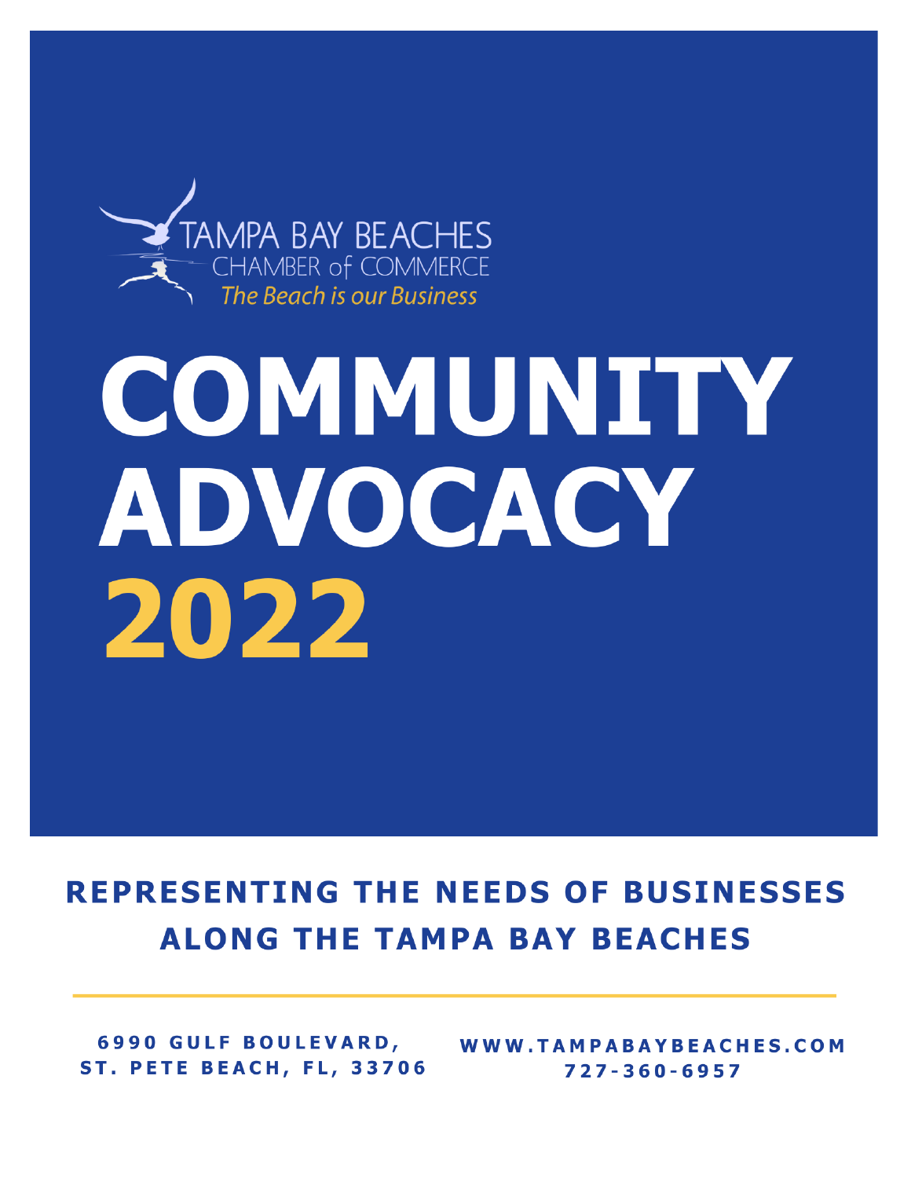TAMPA BAY BEACHES
CHAMBER of COMMERCE
*The Beach is our Business*

# COMMUNITY ADVOCACY 2022

## REPRESENTING THE NEEDS OF BUSINESSES ALONG THE TAMPA BAY BEACHES

**6990 GULF BOULEVARD,**
**ST. PETE BEACH, FL, 33706**

**WWW.TAMPABAYBEACHES.COM**
**727-360-6957**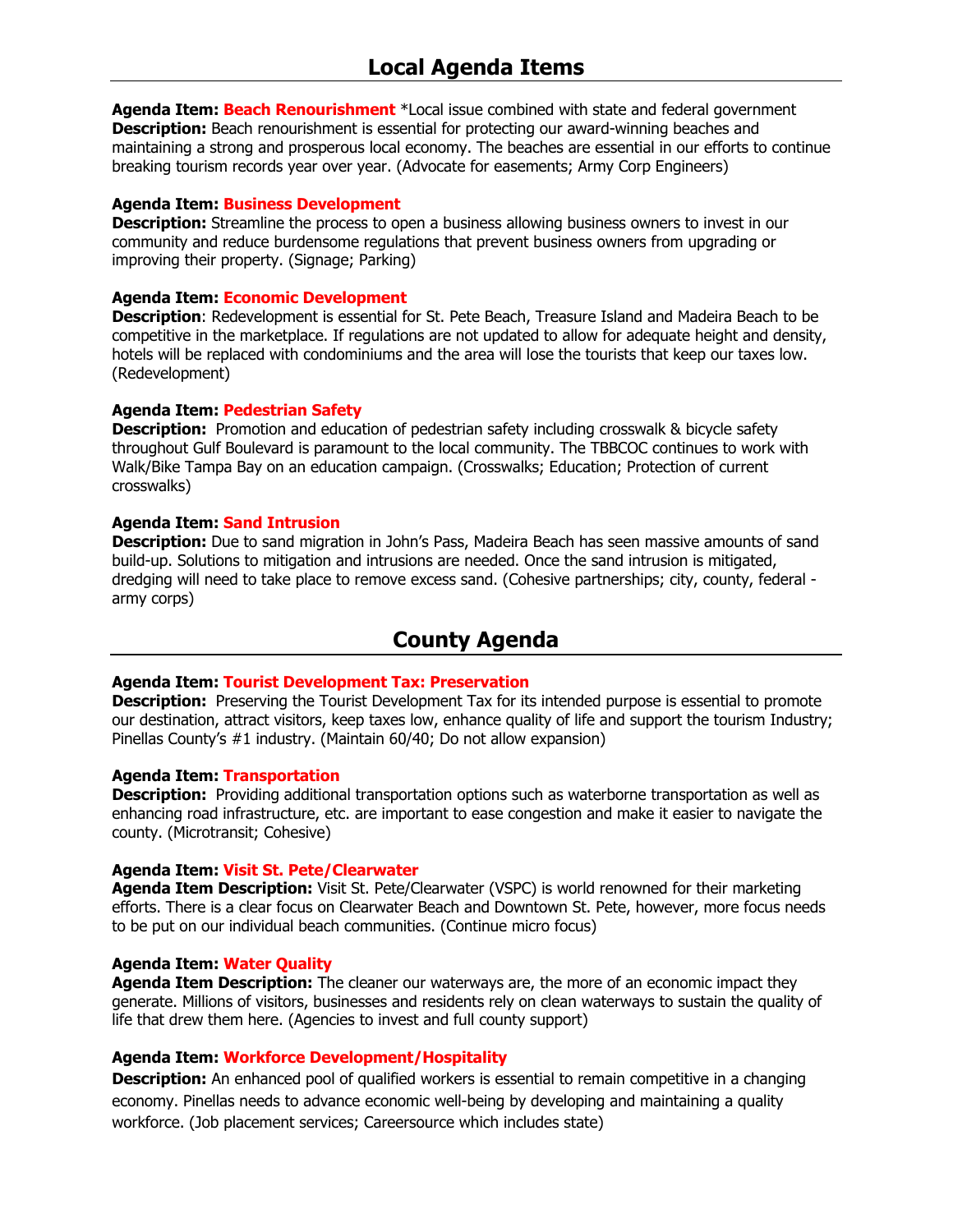# Local Agenda Items

**Agenda Item: Beach Renourishment** *Local issue combined with state and federal government
**Description:** Beach renourishment is essential for protecting our award-winning beaches and maintaining a strong and prosperous local economy. The beaches are essential in our efforts to continue breaking tourism records year over year. (Advocate for easements; Army Corp Engineers)

**Agenda Item: Business Development**
**Description:** Streamline the process to open a business allowing business owners to invest in our community and reduce burdensome regulations that prevent business owners from upgrading or improving their property. (Signage; Parking)

**Agenda Item: Economic Development**
**Description**: Redevelopment is essential for St. Pete Beach, Treasure Island and Madeira Beach to be competitive in the marketplace. If regulations are not updated to allow for adequate height and density, hotels will be replaced with condominiums and the area will lose the tourists that keep our taxes low. (Redevelopment)

**Agenda Item: Pedestrian Safety**
**Description:** Promotion and education of pedestrian safety including crosswalk & bicycle safety throughout Gulf Boulevard is paramount to the local community. The TBBCOC continues to work with Walk/Bike Tampa Bay on an education campaign. (Crosswalks; Education; Protection of current crosswalks)

**Agenda Item: Sand Intrusion**
**Description:** Due to sand migration in John's Pass, Madeira Beach has seen massive amounts of sand build-up. Solutions to mitigation and intrusions are needed. Once the sand intrusion is mitigated, dredging will need to take place to remove excess sand. (Cohesive partnerships; city, county, federal - army corps)

# County Agenda

**Agenda Item: Tourist Development Tax: Preservation**
**Description:** Preserving the Tourist Development Tax for its intended purpose is essential to promote our destination, attract visitors, keep taxes low, enhance quality of life and support the tourism Industry; Pinellas County's #1 industry. (Maintain 60/40; Do not allow expansion)

**Agenda Item: Transportation**
**Description:** Providing additional transportation options such as waterborne transportation as well as enhancing road infrastructure, etc. are important to ease congestion and make it easier to navigate the county. (Microtransit; Cohesive)

**Agenda Item: Visit St. Pete/Clearwater**
**Agenda Item Description:** Visit St. Pete/Clearwater (VSPC) is world renowned for their marketing efforts. There is a clear focus on Clearwater Beach and Downtown St. Pete, however, more focus needs to be put on our individual beach communities. (Continue micro focus)

**Agenda Item: Water Quality**
**Agenda Item Description:** The cleaner our waterways are, the more of an economic impact they generate. Millions of visitors, businesses and residents rely on clean waterways to sustain the quality of life that drew them here. (Agencies to invest and full county support)

**Agenda Item: Workforce Development/Hospitality**
**Description:** An enhanced pool of qualified workers is essential to remain competitive in a changing economy. Pinellas needs to advance economic well-being by developing and maintaining a quality workforce. (Job placement services; Careersource which includes state)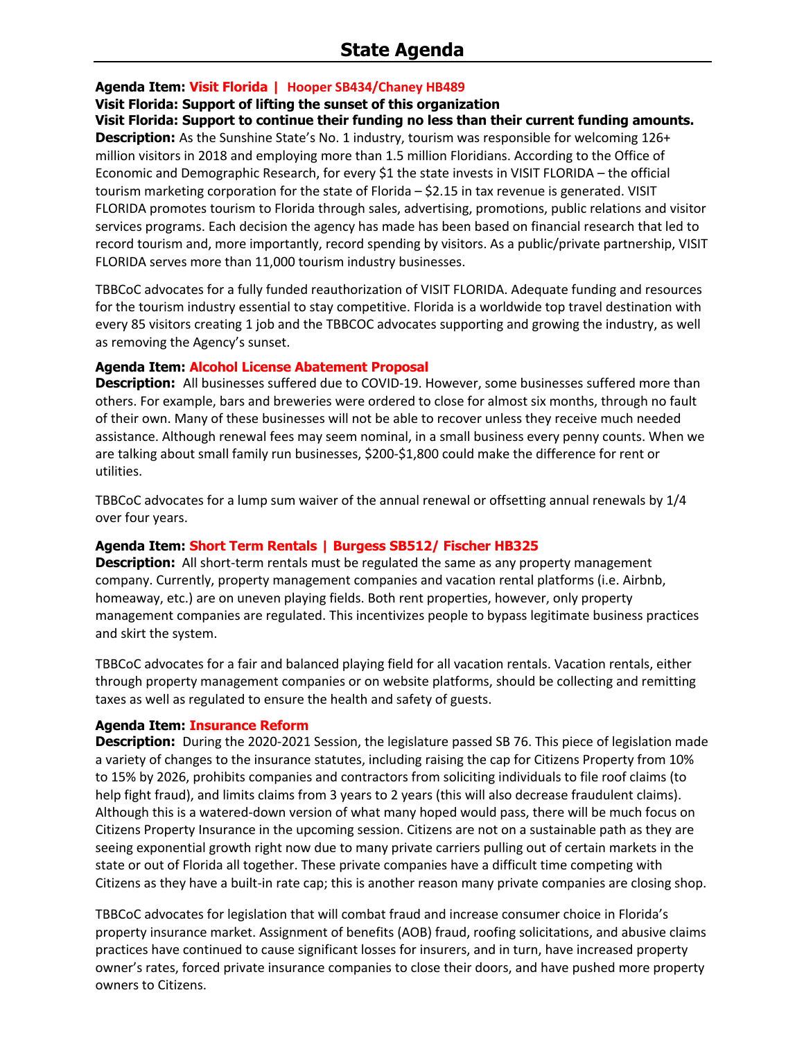# State Agenda

**Agenda Item: Visit Florida | Hooper SB434/Chaney HB489**

**Visit Florida: Support of lifting the sunset of this organization**

**Visit Florida: Support to continue their funding no less than their current funding amounts.**

**Description:** As the Sunshine State's No. 1 industry, tourism was responsible for welcoming 126+ million visitors in 2018 and employing more than 1.5 million Floridians. According to the Office of Economic and Demographic Research, for every $1 the state invests in VISIT FLORIDA – the official tourism marketing corporation for the state of Florida – $2.15 in tax revenue is generated. VISIT FLORIDA promotes tourism to Florida through sales, advertising, promotions, public relations and visitor services programs. Each decision the agency has made has been based on financial research that led to record tourism and, more importantly, record spending by visitors. As a public/private partnership, VISIT FLORIDA serves more than 11,000 tourism industry businesses.

TBBCoC advocates for a fully funded reauthorization of VISIT FLORIDA. Adequate funding and resources for the tourism industry essential to stay competitive. Florida is a worldwide top travel destination with every 85 visitors creating 1 job and the TBBCOC advocates supporting and growing the industry, as well as removing the Agency's sunset.

**Agenda Item: Alcohol License Abatement Proposal**

**Description:** All businesses suffered due to COVID-19. However, some businesses suffered more than others. For example, bars and breweries were ordered to close for almost six months, through no fault of their own. Many of these businesses will not be able to recover unless they receive much needed assistance. Although renewal fees may seem nominal, in a small business every penny counts. When we are talking about small family run businesses, $200-$1,800 could make the difference for rent or utilities.

TBBCoC advocates for a lump sum waiver of the annual renewal or offsetting annual renewals by 1/4 over four years.

**Agenda Item: Short Term Rentals | Burgess SB512/ Fischer HB325**

**Description:** All short-term rentals must be regulated the same as any property management company. Currently, property management companies and vacation rental platforms (i.e. Airbnb, homeaway, etc.) are on uneven playing fields. Both rent properties, however, only property management companies are regulated. This incentivizes people to bypass legitimate business practices and skirt the system.

TBBCoC advocates for a fair and balanced playing field for all vacation rentals. Vacation rentals, either through property management companies or on website platforms, should be collecting and remitting taxes as well as regulated to ensure the health and safety of guests.

**Agenda Item: Insurance Reform**

**Description:** During the 2020-2021 Session, the legislature passed SB 76. This piece of legislation made a variety of changes to the insurance statutes, including raising the cap for Citizens Property from 10% to 15% by 2026, prohibits companies and contractors from soliciting individuals to file roof claims (to help fight fraud), and limits claims from 3 years to 2 years (this will also decrease fraudulent claims). Although this is a watered-down version of what many hoped would pass, there will be much focus on Citizens Property Insurance in the upcoming session. Citizens are not on a sustainable path as they are seeing exponential growth right now due to many private carriers pulling out of certain markets in the state or out of Florida all together. These private companies have a difficult time competing with Citizens as they have a built-in rate cap; this is another reason many private companies are closing shop.

TBBCoC advocates for legislation that will combat fraud and increase consumer choice in Florida's property insurance market. Assignment of benefits (AOB) fraud, roofing solicitations, and abusive claims practices have continued to cause significant losses for insurers, and in turn, have increased property owner's rates, forced private insurance companies to close their doors, and have pushed more property owners to Citizens.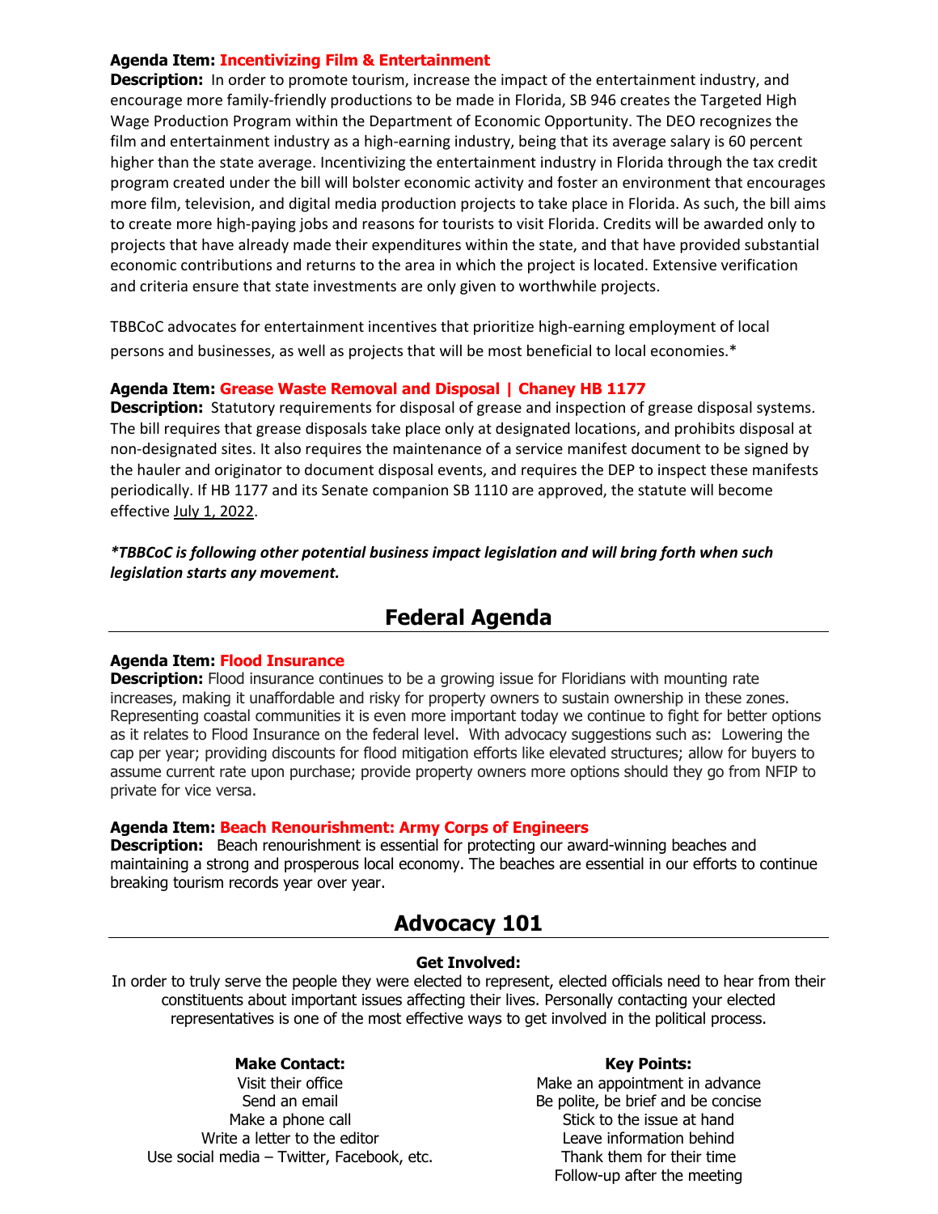**Agenda Item: Incentivizing Film & Entertainment**
**Description:** In order to promote tourism, increase the impact of the entertainment industry, and encourage more family-friendly productions to be made in Florida, SB 946 creates the Targeted High Wage Production Program within the Department of Economic Opportunity. The DEO recognizes the film and entertainment industry as a high-earning industry, being that its average salary is 60 percent higher than the state average. Incentivizing the entertainment industry in Florida through the tax credit program created under the bill will bolster economic activity and foster an environment that encourages more film, television, and digital media production projects to take place in Florida. As such, the bill aims to create more high-paying jobs and reasons for tourists to visit Florida. Credits will be awarded only to projects that have already made their expenditures within the state, and that have provided substantial economic contributions and returns to the area in which the project is located. Extensive verification and criteria ensure that state investments are only given to worthwhile projects.

TBBCoC advocates for entertainment incentives that prioritize high-earning employment of local persons and businesses, as well as projects that will be most beneficial to local economies.*

**Agenda Item: Grease Waste Removal and Disposal | Chaney HB 1177**
**Description:** Statutory requirements for disposal of grease and inspection of grease disposal systems. The bill requires that grease disposals take place only at designated locations, and prohibits disposal at non-designated sites. It also requires the maintenance of a service manifest document to be signed by the hauler and originator to document disposal events, and requires the DEP to inspect these manifests periodically. If HB 1177 and its Senate companion SB 1110 are approved, the statute will become effective July 1, 2022.

***TBBCoC is following other potential business impact legislation and will bring forth when such legislation starts any movement.***

## Federal Agenda

**Agenda Item: Flood Insurance**
**Description:** Flood insurance continues to be a growing issue for Floridians with mounting rate increases, making it unaffordable and risky for property owners to sustain ownership in these zones. Representing coastal communities it is even more important today we continue to fight for better options as it relates to Flood Insurance on the federal level. With advocacy suggestions such as: Lowering the cap per year; providing discounts for flood mitigation efforts like elevated structures; allow for buyers to assume current rate upon purchase; provide property owners more options should they go from NFIP to private for vice versa.

**Agenda Item: Beach Renourishment: Army Corps of Engineers**
**Description:** Beach renourishment is essential for protecting our award-winning beaches and maintaining a strong and prosperous local economy. The beaches are essential in our efforts to continue breaking tourism records year over year.

## Advocacy 101

**Get Involved:**
In order to truly serve the people they were elected to represent, elected officials need to hear from their constituents about important issues affecting their lives. Personally contacting your elected representatives is one of the most effective ways to get involved in the political process.

**Make Contact:**
Visit their office
Send an email
Make a phone call
Write a letter to the editor
Use social media – Twitter, Facebook, etc.

**Key Points:**
Make an appointment in advance
Be polite, be brief and be concise
Stick to the issue at hand
Leave information behind
Thank them for their time
Follow-up after the meeting